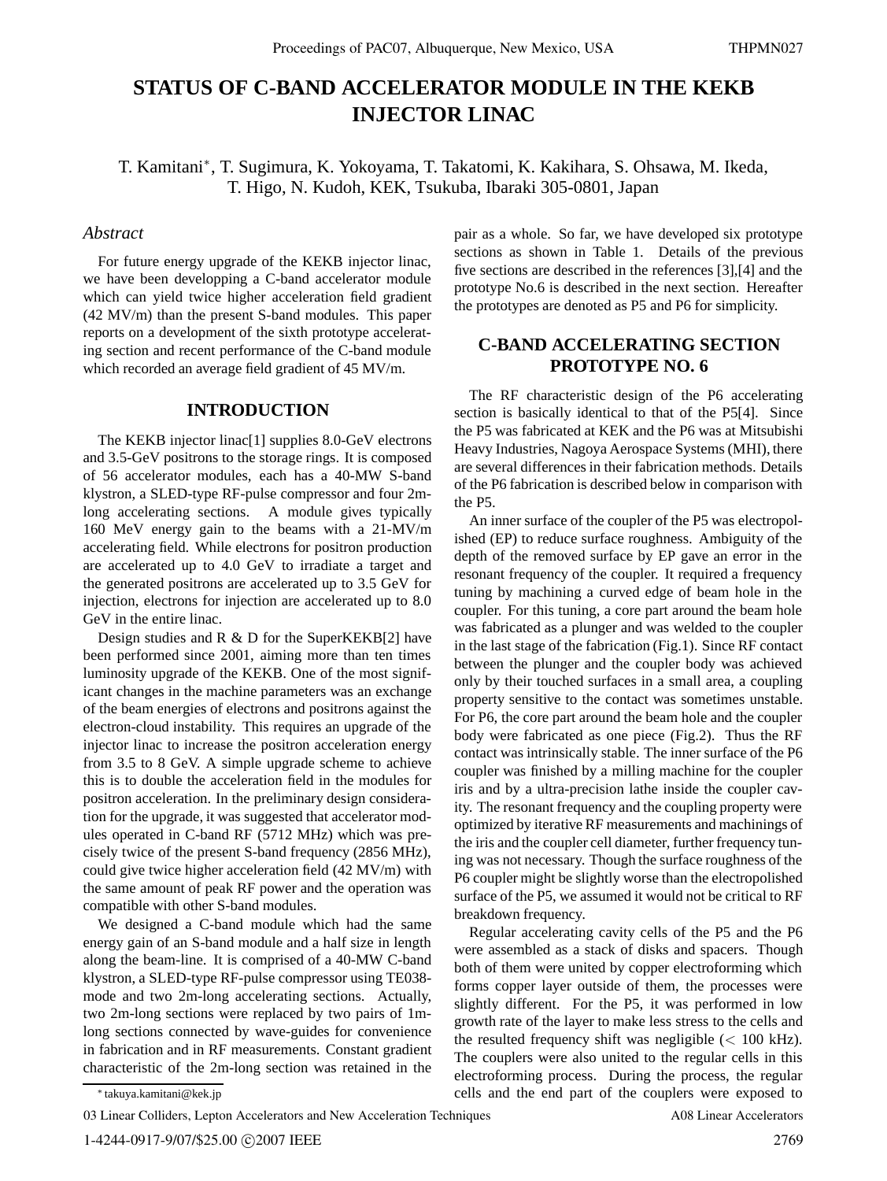# STATUS OF C-BAND ACCELERATOR MODULE IN THE KEKB INJECTOR LINAC

T. Kamitani*, T. Sugimura, K. Yokoyama, T. Takatomi, K. Kakihara, S. Ohsawa, M. Ikeda, T. Higo, N. Kudoh, KEK, Tsukuba, Ibaraki 305-0801, Japan

### *Abstract*

For future energy upgrade of the KEKB injector linac, we have been developping a C-band accelerator module which can yield twice higher acceleration field gradient (42 MV/m) than the present S-band modules. This paper reports on a development of the sixth prototype accelerating section and recent performance of the C-band module which recorded an average field gradient of 45 MV/m.

## INTRODUCTION

The KEKB injector linac[1] supplies 8.0-GeV electrons and 3.5-GeV positrons to the storage rings. It is composed of 56 accelerator modules, each has a 40-MW S-band klystron, a SLED-type RF-pulse compressor and four 2m-long accelerating sections. A module gives typically 160 MeV energy gain to the beams with a 21-MV/m accelerating field. While electrons for positron production are accelerated up to 4.0 GeV to irradiate a target and the generated positrons are accelerated up to 3.5 GeV for injection, electrons for injection are accelerated up to 8.0 GeV in the entire linac.

Design studies and R & D for the SuperKEKB[2] have been performed since 2001, aiming more than ten times luminosity upgrade of the KEKB. One of the most significant changes in the machine parameters was an exchange of the beam energies of electrons and positrons against the electron-cloud instability. This requires an upgrade of the injector linac to increase the positron acceleration energy from 3.5 to 8 GeV. A simple upgrade scheme to achieve this is to double the acceleration field in the modules for positron acceleration. In the preliminary design consideration for the upgrade, it was suggested that accelerator modules operated in C-band RF (5712 MHz) which was precisely twice of the present S-band frequency (2856 MHz), could give twice higher acceleration field (42 MV/m) with the same amount of peak RF power and the operation was compatible with other S-band modules.

We designed a C-band module which had the same energy gain of an S-band module and a half size in length along the beam-line. It is comprised of a 40-MW C-band klystron, a SLED-type RF-pulse compressor using TE038-mode and two 2m-long accelerating sections. Actually, two 2m-long sections were replaced by two pairs of 1m-long sections connected by wave-guides for convenience in fabrication and in RF measurements. Constant gradient characteristic of the 2m-long section was retained in the pair as a whole. So far, we have developed six prototype sections as shown in Table 1. Details of the previous five sections are described in the references [3],[4] and the prototype No.6 is described in the next section. Hereafter the prototypes are denoted as P5 and P6 for simplicity.

## C-BAND ACCELERATING SECTION PROTOTYPE NO. 6

The RF characteristic design of the P6 accelerating section is basically identical to that of the P5[4]. Since the P5 was fabricated at KEK and the P6 was at Mitsubishi Heavy Industries, Nagoya Aerospace Systems (MHI), there are several differences in their fabrication methods. Details of the P6 fabrication is described below in comparison with the P5.

An inner surface of the coupler of the P5 was electropolished (EP) to reduce surface roughness. Ambiguity of the depth of the removed surface by EP gave an error in the resonant frequency of the coupler. It required a frequency tuning by machining a curved edge of beam hole in the coupler. For this tuning, a core part around the beam hole was fabricated as a plunger and was welded to the coupler in the last stage of the fabrication (Fig.1). Since RF contact between the plunger and the coupler body was achieved only by their touched surfaces in a small area, a coupling property sensitive to the contact was sometimes unstable. For P6, the core part around the beam hole and the coupler body were fabricated as one piece (Fig.2). Thus the RF contact was intrinsically stable. The inner surface of the P6 coupler was finished by a milling machine for the coupler iris and by a ultra-precision lathe inside the coupler cavity. The resonant frequency and the coupling property were optimized by iterative RF measurements and machinings of the iris and the coupler cell diameter, further frequency tuning was not necessary. Though the surface roughness of the P6 coupler might be slightly worse than the electropolished surface of the P5, we assumed it would not be critical to RF breakdown frequency.

Regular accelerating cavity cells of the P5 and the P6 were assembled as a stack of disks and spacers. Though both of them were united by copper electroforming which forms copper layer outside of them, the processes were slightly different. For the P5, it was performed in low growth rate of the layer to make less stress to the cells and the resulted frequency shift was negligible (< 100 kHz). The couplers were also united to the regular cells in this electroforming process. During the process, the regular cells and the end part of the couplers were exposed to

---

* takuya.kamitani@kek.jp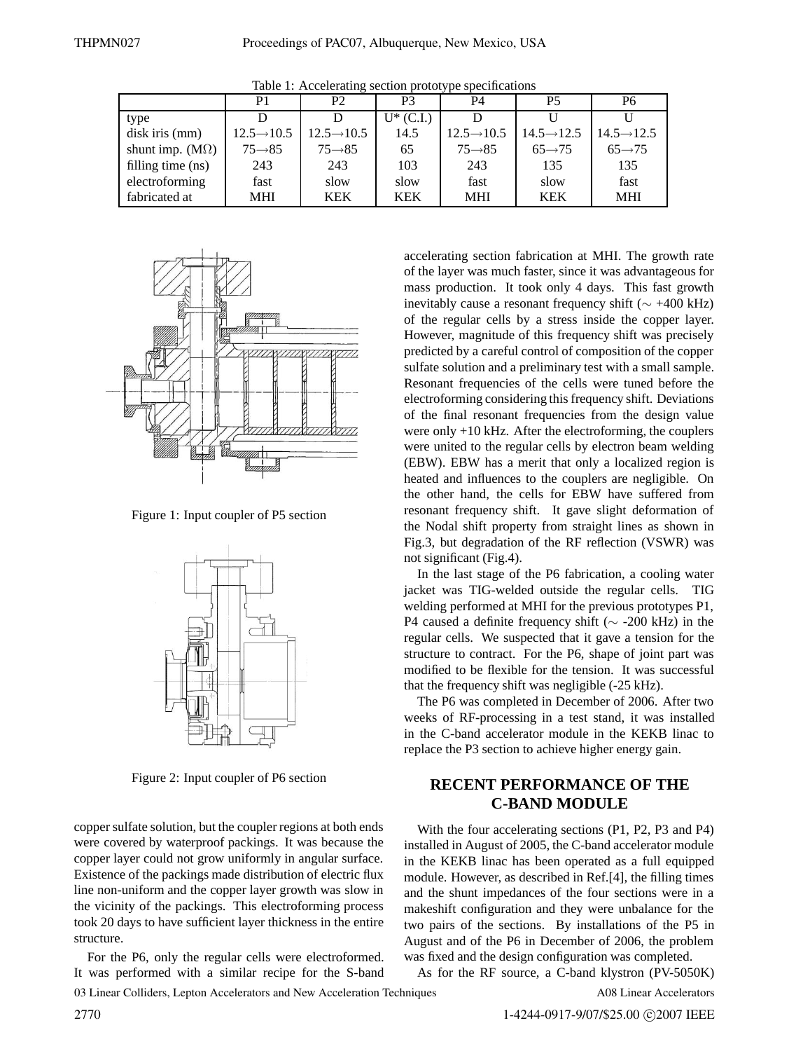Table 1: Accelerating section prototype specifications

| | P1 | P2 | P3 | P4 | P5 | P6 |
|---|---|---|---|---|---|---|
| type | D | D | U* (C.I.) | D | U | U |
| disk iris (mm) | 12.5→10.5 | 12.5→10.5 | 14.5 | 12.5→10.5 | 14.5→12.5 | 14.5→12.5 |
| shunt imp. (MΩ) | 75→85 | 75→85 | 65 | 75→85 | 65→75 | 65→75 |
| filling time (ns) | 243 | 243 | 103 | 243 | 135 | 135 |
| electroforming | fast | slow | slow | fast | slow | fast |
| fabricated at | MHI | KEK | KEK | MHI | KEK | MHI |

Figure 1: Input coupler of P5 section

Figure 2: Input coupler of P6 section

copper sulfate solution, but the coupler regions at both ends were covered by waterproof packings. It was because the copper layer could not grow uniformly in angular surface. Existence of the packings made distribution of electric flux line non-uniform and the copper layer growth was slow in the vicinity of the packings. This electroforming process took 20 days to have sufficient layer thickness in the entire structure.

For the P6, only the regular cells were electroformed. It was performed with a similar recipe for the S-band accelerating section fabrication at MHI. The growth rate of the layer was much faster, since it was advantageous for mass production. It took only 4 days. This fast growth inevitably cause a resonant frequency shift (∼ +400 kHz) of the regular cells by a stress inside the copper layer. However, magnitude of this frequency shift was precisely predicted by a careful control of composition of the copper sulfate solution and a preliminary test with a small sample. Resonant frequencies of the cells were tuned before the electroforming considering this frequency shift. Deviations of the final resonant frequencies from the design value were only +10 kHz. After the electroforming, the couplers were united to the regular cells by electron beam welding (EBW). EBW has a merit that only a localized region is heated and influences to the couplers are negligible. On the other hand, the cells for EBW have suffered from resonant frequency shift. It gave slight deformation of the Nodal shift property from straight lines as shown in Fig.3, but degradation of the RF reflection (VSWR) was not significant (Fig.4).

In the last stage of the P6 fabrication, a cooling water jacket was TIG-welded outside the regular cells. TIG welding performed at MHI for the previous prototypes P1, P4 caused a definite frequency shift (∼ -200 kHz) in the regular cells. We suspected that it gave a tension for the structure to contract. For the P6, shape of joint part was modified to be flexible for the tension. It was successful that the frequency shift was negligible (-25 kHz).

The P6 was completed in December of 2006. After two weeks of RF-processing in a test stand, it was installed in the C-band accelerator module in the KEKB linac to replace the P3 section to achieve higher energy gain.

## RECENT PERFORMANCE OF THE C-BAND MODULE

With the four accelerating sections (P1, P2, P3 and P4) installed in August of 2005, the C-band accelerator module in the KEKB linac has been operated as a full equipped module. However, as described in Ref.[4], the filling times and the shunt impedances of the four sections were in a makeshift configuration and they were unbalance for the two pairs of the sections. By installations of the P5 in August and of the P6 in December of 2006, the problem was fixed and the design configuration was completed.

As for the RF source, a C-band klystron (PV-5050K)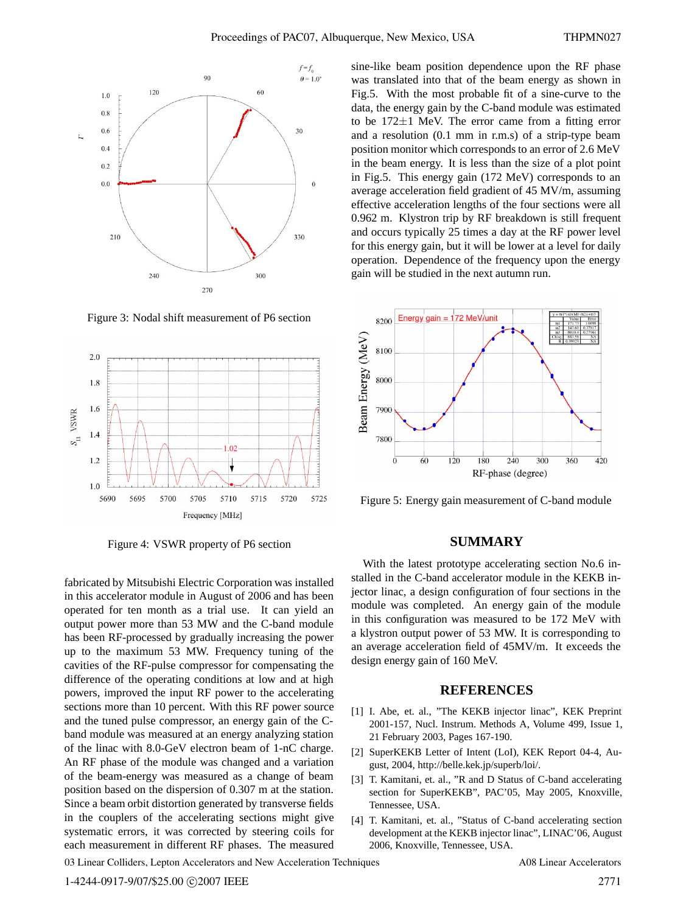f = f_0
θ = 1.0°
90
120
60
1.0
0.8
0.6
Γ
0.4
0.2
0.0
30
0
210
330
240
300
270

Figure 3: Nodal shift measurement of P6 section

2.0
1.8
1.6
$S_{11}$ VSWR
1.4
1.2
1.02
1.0
5690 5695 5700 5705 5710 5715 5720 5725
Frequency [MHz]

Figure 4: VSWR property of P6 section

fabricated by Mitsubishi Electric Corporation was installed in this accelerator module in August of 2006 and has been operated for ten month as a trial use. It can yield an output power more than 53 MW and the C-band module has been RF-processed by gradually increasing the power up to the maximum 53 MW. Frequency tuning of the cavities of the RF-pulse compressor for compensating the difference of the operating conditions at low and at high powers, improved the input RF power to the accelerating sections more than 10 percent. With this RF power source and the tuned pulse compressor, an energy gain of the C-band module was measured at an energy analyzing station of the linac with 8.0-GeV electron beam of 1-nC charge. An RF phase of the module was changed and a variation of the beam-energy was measured as a change of beam position based on the dispersion of 0.307 m at the station. Since a beam orbit distortion generated by transverse fields in the couplers of the accelerating sections might give systematic errors, it was corrected by steering coils for each measurement in different RF phases. The measured sine-like beam position dependence upon the RF phase was translated into that of the beam energy as shown in Fig.5. With the most probable fit of a sine-curve to the data, the energy gain by the C-band module was estimated to be 172±1 MeV. The error came from a fitting error and a resolution (0.1 mm in r.m.s) of a strip-type beam position monitor which corresponds to an error of 2.6 MeV in the beam energy. It is less than the size of a plot point in Fig.5. This energy gain (172 MeV) corresponds to an average acceleration field gradient of 45 MV/m, assuming effective acceleration lengths of the four sections were all 0.962 m. Klystron trip by RF breakdown is still frequent and occurs typically 25 times a day at the RF power level for this energy gain, but it will be lower at a level for daily operation. Dependence of the frequency upon the energy gain will be studied in the next autumn run.

Energy gain = 172 MeV/unit
y = m1*sin(M0-m2)+m3
Value Error
m1 171.73 1.0698
m2 143.60 0.37817
m3 8010.4 0.77961
Chisq 883.55 NA
R 0.99929 NA
8200
8100
8000
7900
7800
Beam Energy (MeV)
0 60 120 180 240 300 360 420
RF-phase (degree)

Figure 5: Energy gain measurement of C-band module

## SUMMARY

With the latest prototype accelerating section No.6 installed in the C-band accelerator module in the KEKB injector linac, a design configuration of four sections in the module was completed. An energy gain of the module in this configuration was measured to be 172 MeV with a klystron output power of 53 MW. It is corresponding to an average acceleration field of 45MV/m. It exceeds the design energy gain of 160 MeV.

## REFERENCES

[1] I. Abe, et. al., "The KEKB injector linac", KEK Preprint 2001-157, Nucl. Instrum. Methods A, Volume 499, Issue 1, 21 February 2003, Pages 167-190.

[2] SuperKEKB Letter of Intent (LoI), KEK Report 04-4, August, 2004, http://belle.kek.jp/superb/loi/.

[3] T. Kamitani, et. al., "R and D Status of C-band accelerating section for SuperKEKB", PAC'05, May 2005, Knoxville, Tennessee, USA.

[4] T. Kamitani, et. al., "Status of C-band accelerating section development at the KEKB injector linac", LINAC'06, August 2006, Knoxville, Tennessee, USA.